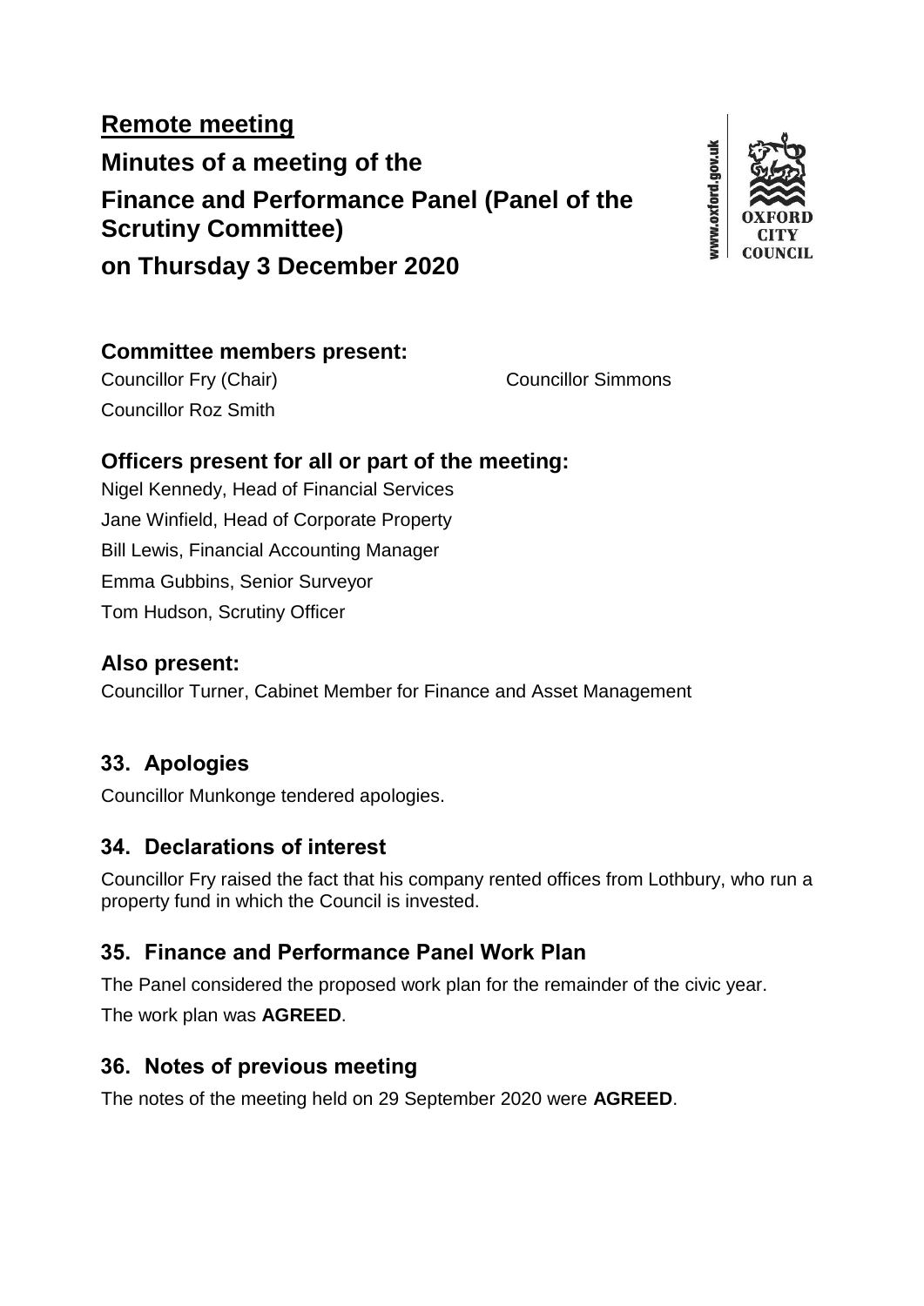## Remote meeting

# Minutes of a meeting of the Finance and Performance Panel (Panel of the Scrutiny Committee) on Thursday 3 December 2020

### Committee members present:

Councillor Fry (Chair)

Councillor Simmons

Councillor Roz Smith

### Officers present for all or part of the meeting:

Nigel Kennedy, Head of Financial Services

Jane Winfield, Head of Corporate Property

Bill Lewis, Financial Accounting Manager

Emma Gubbins, Senior Surveyor

Tom Hudson, Scrutiny Officer

### Also present:

Councillor Turner, Cabinet Member for Finance and Asset Management

## 33. Apologies

Councillor Munkonge tendered apologies.

## 34. Declarations of interest

Councillor Fry raised the fact that his company rented offices from Lothbury, who run a property fund in which the Council is invested.

## 35. Finance and Performance Panel Work Plan

The Panel considered the proposed work plan for the remainder of the civic year.

The work plan was **AGREED**.

## 36. Notes of previous meeting

The notes of the meeting held on 29 September 2020 were **AGREED**.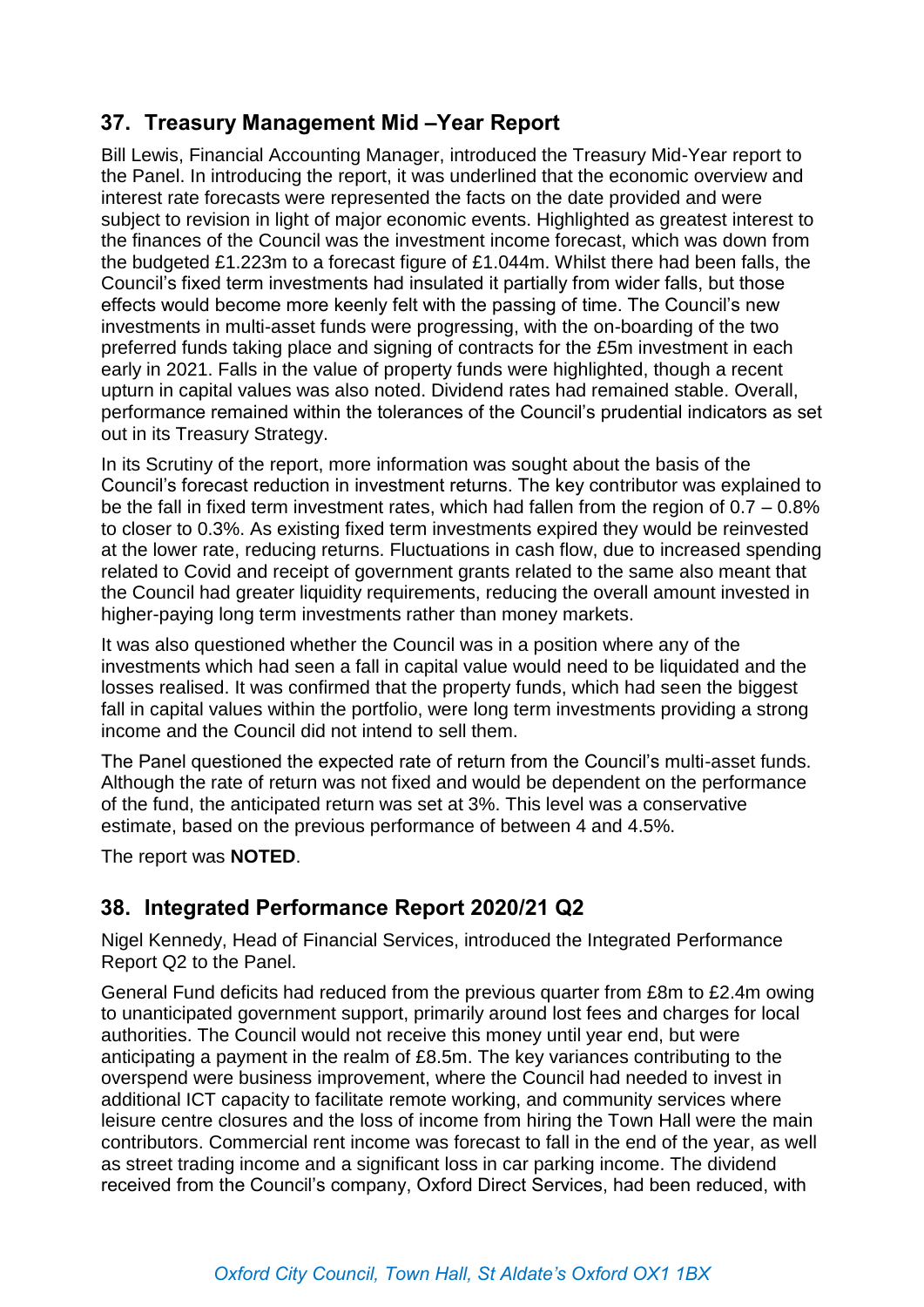## 37. Treasury Management Mid –Year Report

Bill Lewis, Financial Accounting Manager, introduced the Treasury Mid-Year report to the Panel. In introducing the report, it was underlined that the economic overview and interest rate forecasts were represented the facts on the date provided and were subject to revision in light of major economic events. Highlighted as greatest interest to the finances of the Council was the investment income forecast, which was down from the budgeted £1.223m to a forecast figure of £1.044m. Whilst there had been falls, the Council's fixed term investments had insulated it partially from wider falls, but those effects would become more keenly felt with the passing of time. The Council's new investments in multi-asset funds were progressing, with the on-boarding of the two preferred funds taking place and signing of contracts for the £5m investment in each early in 2021. Falls in the value of property funds were highlighted, though a recent upturn in capital values was also noted. Dividend rates had remained stable. Overall, performance remained within the tolerances of the Council's prudential indicators as set out in its Treasury Strategy.

In its Scrutiny of the report, more information was sought about the basis of the Council's forecast reduction in investment returns. The key contributor was explained to be the fall in fixed term investment rates, which had fallen from the region of 0.7 – 0.8% to closer to 0.3%. As existing fixed term investments expired they would be reinvested at the lower rate, reducing returns. Fluctuations in cash flow, due to increased spending related to Covid and receipt of government grants related to the same also meant that the Council had greater liquidity requirements, reducing the overall amount invested in higher-paying long term investments rather than money markets.

It was also questioned whether the Council was in a position where any of the investments which had seen a fall in capital value would need to be liquidated and the losses realised. It was confirmed that the property funds, which had seen the biggest fall in capital values within the portfolio, were long term investments providing a strong income and the Council did not intend to sell them.

The Panel questioned the expected rate of return from the Council's multi-asset funds. Although the rate of return was not fixed and would be dependent on the performance of the fund, the anticipated return was set at 3%. This level was a conservative estimate, based on the previous performance of between 4 and 4.5%.

The report was **NOTED**.

## 38. Integrated Performance Report 2020/21 Q2

Nigel Kennedy, Head of Financial Services, introduced the Integrated Performance Report Q2 to the Panel.

General Fund deficits had reduced from the previous quarter from £8m to £2.4m owing to unanticipated government support, primarily around lost fees and charges for local authorities. The Council would not receive this money until year end, but were anticipating a payment in the realm of £8.5m. The key variances contributing to the overspend were business improvement, where the Council had needed to invest in additional ICT capacity to facilitate remote working, and community services where leisure centre closures and the loss of income from hiring the Town Hall were the main contributors. Commercial rent income was forecast to fall in the end of the year, as well as street trading income and a significant loss in car parking income. The dividend received from the Council's company, Oxford Direct Services, had been reduced, with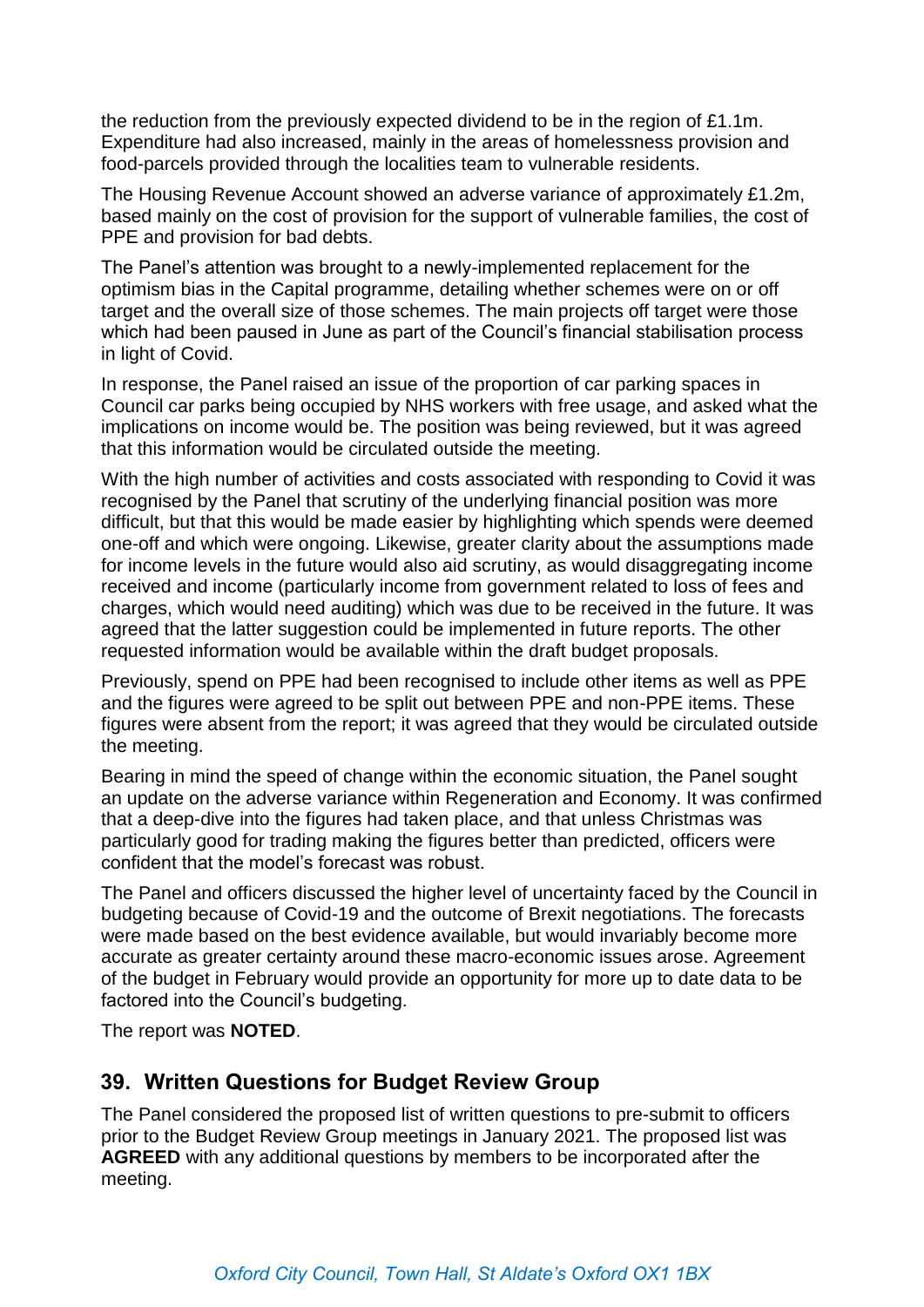the reduction from the previously expected dividend to be in the region of £1.1m. Expenditure had also increased, mainly in the areas of homelessness provision and food-parcels provided through the localities team to vulnerable residents.

The Housing Revenue Account showed an adverse variance of approximately £1.2m, based mainly on the cost of provision for the support of vulnerable families, the cost of PPE and provision for bad debts.

The Panel's attention was brought to a newly-implemented replacement for the optimism bias in the Capital programme, detailing whether schemes were on or off target and the overall size of those schemes. The main projects off target were those which had been paused in June as part of the Council's financial stabilisation process in light of Covid.

In response, the Panel raised an issue of the proportion of car parking spaces in Council car parks being occupied by NHS workers with free usage, and asked what the implications on income would be. The position was being reviewed, but it was agreed that this information would be circulated outside the meeting.

With the high number of activities and costs associated with responding to Covid it was recognised by the Panel that scrutiny of the underlying financial position was more difficult, but that this would be made easier by highlighting which spends were deemed one-off and which were ongoing. Likewise, greater clarity about the assumptions made for income levels in the future would also aid scrutiny, as would disaggregating income received and income (particularly income from government related to loss of fees and charges, which would need auditing) which was due to be received in the future. It was agreed that the latter suggestion could be implemented in future reports. The other requested information would be available within the draft budget proposals.

Previously, spend on PPE had been recognised to include other items as well as PPE and the figures were agreed to be split out between PPE and non-PPE items. These figures were absent from the report; it was agreed that they would be circulated outside the meeting.

Bearing in mind the speed of change within the economic situation, the Panel sought an update on the adverse variance within Regeneration and Economy. It was confirmed that a deep-dive into the figures had taken place, and that unless Christmas was particularly good for trading making the figures better than predicted, officers were confident that the model's forecast was robust.

The Panel and officers discussed the higher level of uncertainty faced by the Council in budgeting because of Covid-19 and the outcome of Brexit negotiations. The forecasts were made based on the best evidence available, but would invariably become more accurate as greater certainty around these macro-economic issues arose. Agreement of the budget in February would provide an opportunity for more up to date data to be factored into the Council's budgeting.

The report was **NOTED**.

## 39. Written Questions for Budget Review Group

The Panel considered the proposed list of written questions to pre-submit to officers prior to the Budget Review Group meetings in January 2021. The proposed list was **AGREED** with any additional questions by members to be incorporated after the meeting.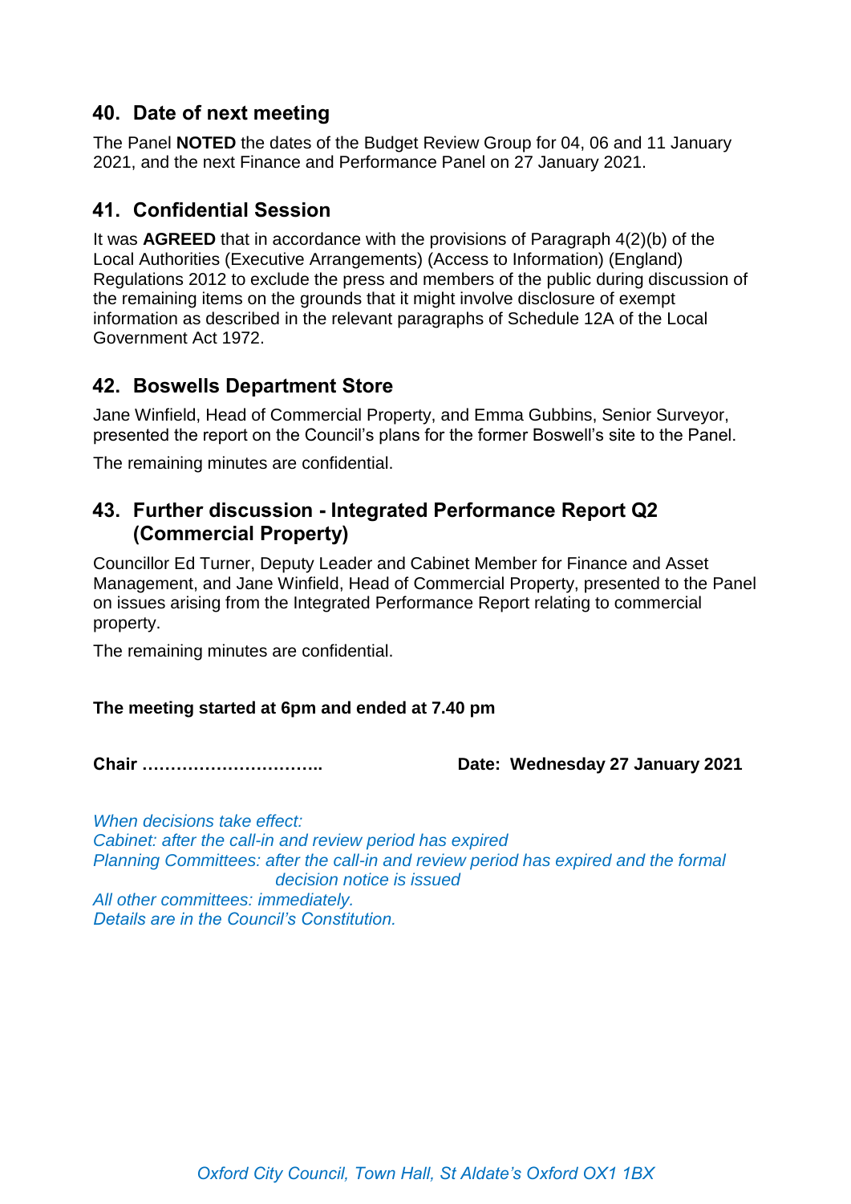## 40. Date of next meeting

The Panel **NOTED** the dates of the Budget Review Group for 04, 06 and 11 January 2021, and the next Finance and Performance Panel on 27 January 2021.

## 41. Confidential Session

It was **AGREED** that in accordance with the provisions of Paragraph 4(2)(b) of the Local Authorities (Executive Arrangements) (Access to Information) (England) Regulations 2012 to exclude the press and members of the public during discussion of the remaining items on the grounds that it might involve disclosure of exempt information as described in the relevant paragraphs of Schedule 12A of the Local Government Act 1972.

## 42. Boswells Department Store

Jane Winfield, Head of Commercial Property, and Emma Gubbins, Senior Surveyor, presented the report on the Council's plans for the former Boswell's site to the Panel.

The remaining minutes are confidential.

## 43. Further discussion - Integrated Performance Report Q2 (Commercial Property)

Councillor Ed Turner, Deputy Leader and Cabinet Member for Finance and Asset Management, and Jane Winfield, Head of Commercial Property, presented to the Panel on issues arising from the Integrated Performance Report relating to commercial property.

The remaining minutes are confidential.

**The meeting started at 6pm and ended at 7.40 pm**

**Chair …………………………..** **Date: Wednesday 27 January 2021**

*When decisions take effect:*
*Cabinet: after the call-in and review period has expired*
*Planning Committees: after the call-in and review period has expired and the formal decision notice is issued*
*All other committees: immediately.*
*Details are in the Council's Constitution.*